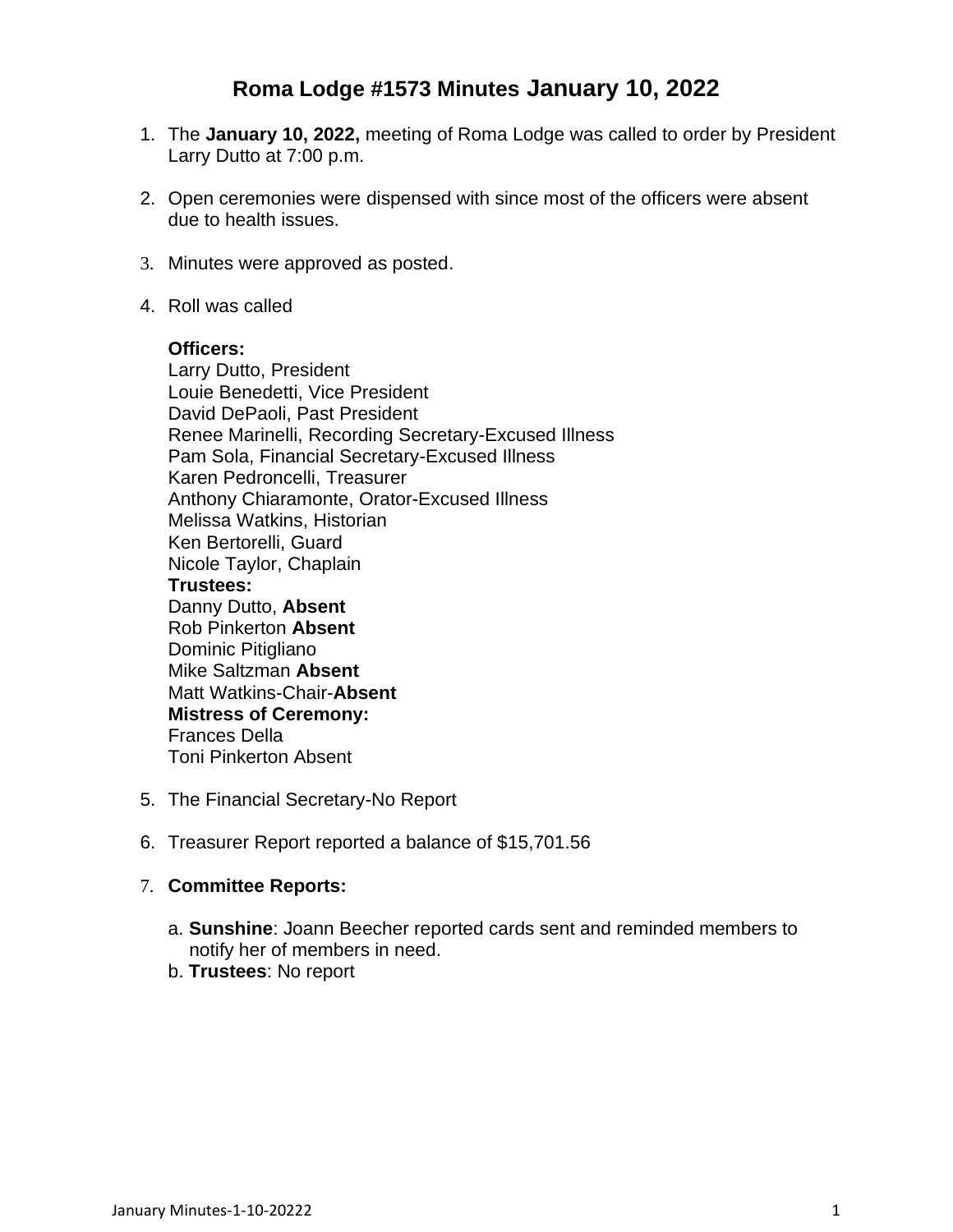# Roma Lodge #1573 Minutes January 10, 2022

1. The **January 10, 2022,** meeting of Roma Lodge was called to order by President Larry Dutto at 7:00 p.m.

2. Open ceremonies were dispensed with since most of the officers were absent due to health issues.

3. Minutes were approved as posted.

4. Roll was called

   **Officers:**
   Larry Dutto, President
   Louie Benedetti, Vice President
   David DePaoli, Past President
   Renee Marinelli, Recording Secretary-Excused Illness
   Pam Sola, Financial Secretary-Excused Illness
   Karen Pedroncelli, Treasurer
   Anthony Chiaramonte, Orator-Excused Illness
   Melissa Watkins, Historian
   Ken Bertorelli, Guard
   Nicole Taylor, Chaplain
   **Trustees:**
   Danny Dutto, **Absent**
   Rob Pinkerton **Absent**
   Dominic Pitigliano
   Mike Saltzman **Absent**
   Matt Watkins-Chair-**Absent**
   **Mistress of Ceremony:**
   Frances Della
   Toni Pinkerton Absent

5. The Financial Secretary-No Report

6. Treasurer Report reported a balance of $15,701.56

7. **Committee Reports:**

   a. **Sunshine**: Joann Beecher reported cards sent and reminded members to notify her of members in need.
   b. **Trustees**: No report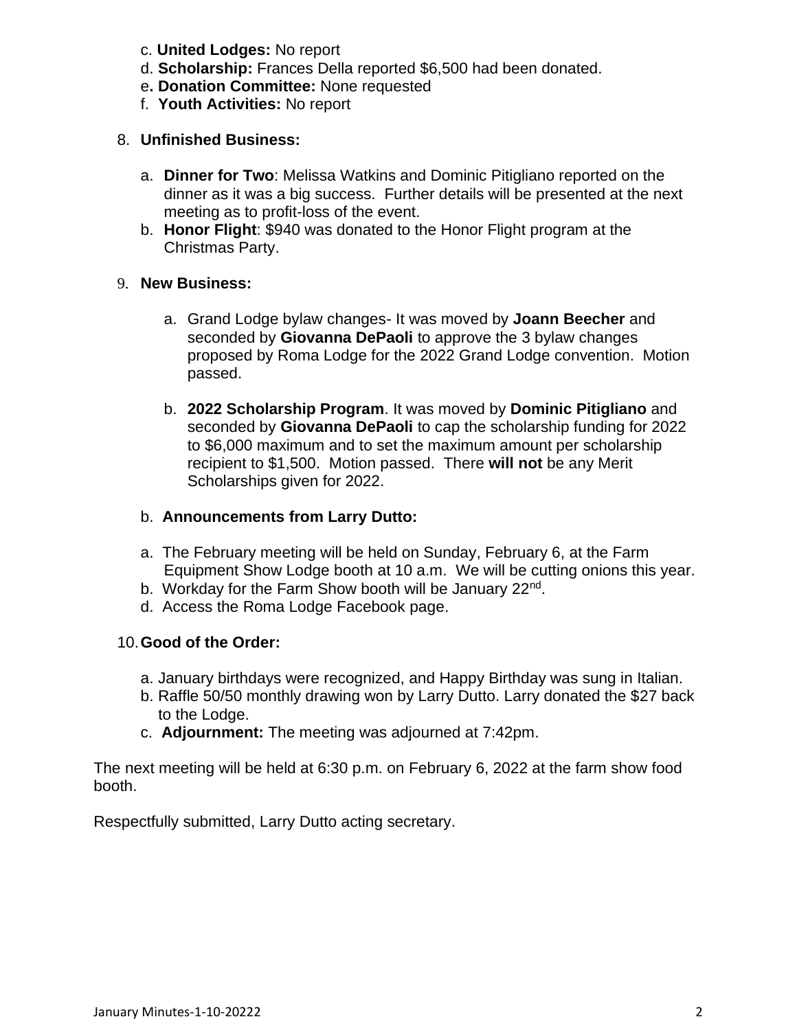c. **United Lodges:** No report
d. **Scholarship:** Frances Della reported $6,500 had been donated.
e**. Donation Committee:** None requested
f. **Youth Activities:** No report

8. **Unfinished Business:**

   a. **Dinner for Two**: Melissa Watkins and Dominic Pitigliano reported on the dinner as it was a big success. Further details will be presented at the next meeting as to profit-loss of the event.
   b. **Honor Flight**: $940 was donated to the Honor Flight program at the Christmas Party.

9. **New Business:**

   a. Grand Lodge bylaw changes- It was moved by **Joann Beecher** and seconded by **Giovanna DePaoli** to approve the 3 bylaw changes proposed by Roma Lodge for the 2022 Grand Lodge convention. Motion passed.

   b. **2022 Scholarship Program**. It was moved by **Dominic Pitigliano** and seconded by **Giovanna DePaoli** to cap the scholarship funding for 2022 to $6,000 maximum and to set the maximum amount per scholarship recipient to $1,500. Motion passed. There **will not** be any Merit Scholarships given for 2022.

   b. **Announcements from Larry Dutto:**

   a. The February meeting will be held on Sunday, February 6, at the Farm Equipment Show Lodge booth at 10 a.m. We will be cutting onions this year.
   b. Workday for the Farm Show booth will be January 22nd.
   d. Access the Roma Lodge Facebook page.

10. **Good of the Order:**

   a. January birthdays were recognized, and Happy Birthday was sung in Italian.
   b. Raffle 50/50 monthly drawing won by Larry Dutto. Larry donated the $27 back to the Lodge.
   c. **Adjournment:** The meeting was adjourned at 7:42pm.

The next meeting will be held at 6:30 p.m. on February 6, 2022 at the farm show food booth.

Respectfully submitted, Larry Dutto acting secretary.